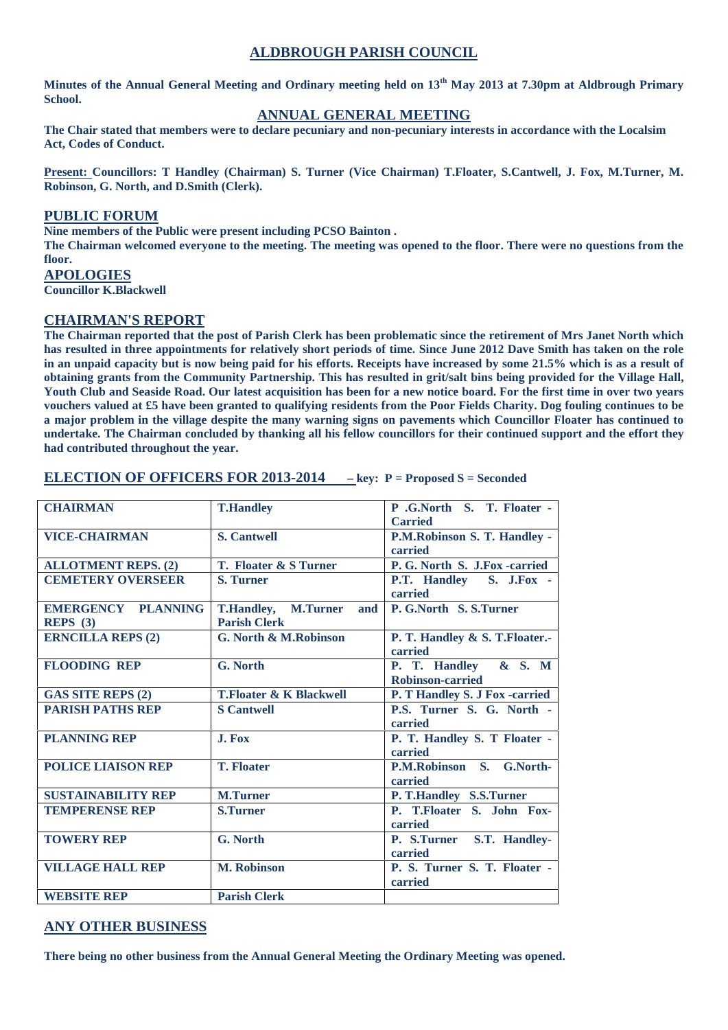# ALDBROUGH PARISH COUNCIL

**Minutes of the Annual General Meeting and Ordinary meeting held on 13th May 2013 at 7.30pm at Aldbrough Primary School.**

## ANNUAL GENERAL MEETING

**The Chair stated that members were to declare pecuniary and non-pecuniary interests in accordance with the Localsim Act, Codes of Conduct.**

**Present: Councillors: T Handley (Chairman) S. Turner (Vice Chairman) T.Floater, S.Cantwell, J. Fox, M.Turner, M. Robinson, G. North, and D.Smith (Clerk).**

## PUBLIC FORUM

**Nine members of the Public were present including PCSO Bainton .**

**The Chairman welcomed everyone to the meeting. The meeting was opened to the floor. There were no questions from the floor.**

## APOLOGIES

**Councillor K.Blackwell**

## CHAIRMAN'S REPORT

**The Chairman reported that the post of Parish Clerk has been problematic since the retirement of Mrs Janet North which has resulted in three appointments for relatively short periods of time. Since June 2012 Dave Smith has taken on the role in an unpaid capacity but is now being paid for his efforts. Receipts have increased by some 21.5% which is as a result of obtaining grants from the Community Partnership. This has resulted in grit/salt bins being provided for the Village Hall, Youth Club and Seaside Road. Our latest acquisition has been for a new notice board. For the first time in over two years vouchers valued at £5 have been granted to qualifying residents from the Poor Fields Charity. Dog fouling continues to be a major problem in the village despite the many warning signs on pavements which Councillor Floater has continued to undertake. The Chairman concluded by thanking all his fellow councillors for their continued support and the effort they had contributed throughout the year.**

## ELECTION OF OFFICERS FOR 2013-2014 – key: P = Proposed S = Seconded

| | | |
|---|---|---|
| **CHAIRMAN** | **T.Handley** | **P .G.North S. T. Floater - Carried** |
| **VICE-CHAIRMAN** | **S. Cantwell** | **P.M.Robinson S. T. Handley - carried** |
| **ALLOTMENT REPS. (2)** | **T. Floater & S Turner** | **P. G. North S. J.Fox -carried** |
| **CEMETERY OVERSEER** | **S. Turner** | **P.T. Handley S. J.Fox - carried** |
| **EMERGENCY PLANNING REPS (3)** | **T.Handley, M.Turner and Parish Clerk** | **P. G.North S. S.Turner** |
| **ERNCILLA REPS (2)** | **G. North & M.Robinson** | **P. T. Handley & S. T.Floater.- carried** |
| **FLOODING REP** | **G. North** | **P. T. Handley & S. M Robinson-carried** |
| **GAS SITE REPS (2)** | **T.Floater & K Blackwell** | **P. T Handley S. J Fox -carried** |
| **PARISH PATHS REP** | **S Cantwell** | **P.S. Turner S. G. North - carried** |
| **PLANNING REP** | **J. Fox** | **P. T. Handley S. T Floater - carried** |
| **POLICE LIAISON REP** | **T. Floater** | **P.M.Robinson S. G.North- carried** |
| **SUSTAINABILITY REP** | **M.Turner** | **P. T.Handley S.S.Turner** |
| **TEMPERENSE REP** | **S.Turner** | **P. T.Floater S. John Fox- carried** |
| **TOWERY REP** | **G. North** | **P. S.Turner S.T. Handley- carried** |
| **VILLAGE HALL REP** | **M. Robinson** | **P. S. Turner S. T. Floater - carried** |
| **WEBSITE REP** | **Parish Clerk** | |

## ANY OTHER BUSINESS

**There being no other business from the Annual General Meeting the Ordinary Meeting was opened.**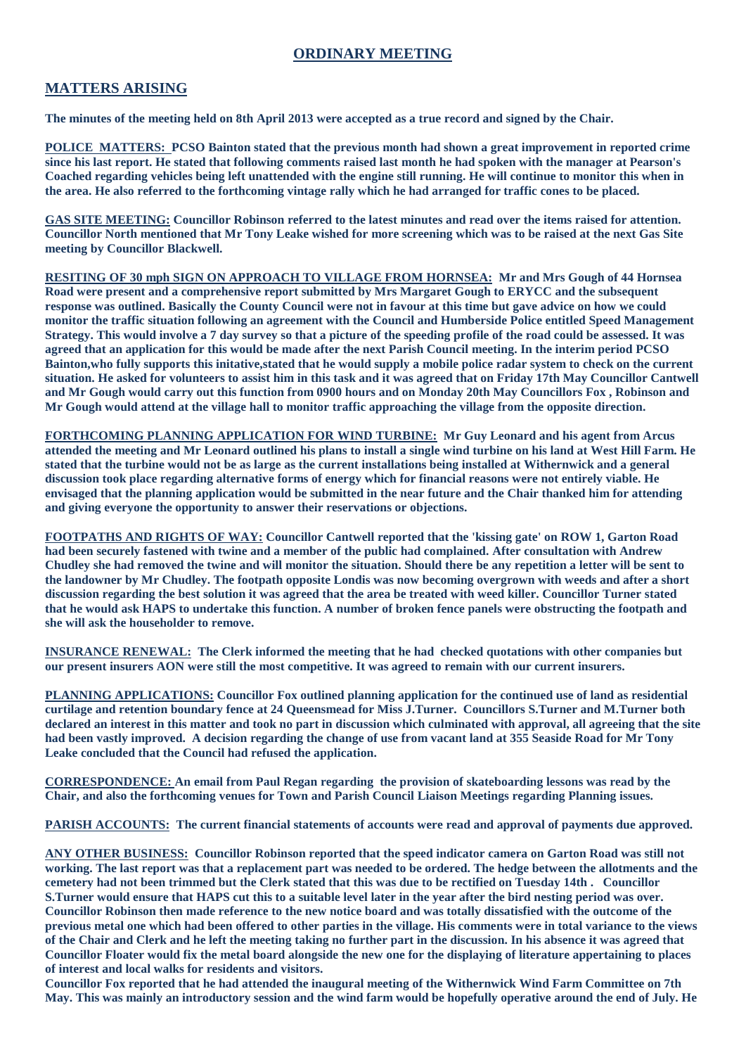# ORDINARY MEETING

## MATTERS ARISING

**The minutes of the meeting held on 8th April 2013 were accepted as a true record and signed by the Chair.**

**POLICE MATTERS: PCSO Bainton stated that the previous month had shown a great improvement in reported crime since his last report. He stated that following comments raised last month he had spoken with the manager at Pearson's Coached regarding vehicles being left unattended with the engine still running. He will continue to monitor this when in the area. He also referred to the forthcoming vintage rally which he had arranged for traffic cones to be placed.**

**GAS SITE MEETING: Councillor Robinson referred to the latest minutes and read over the items raised for attention. Councillor North mentioned that Mr Tony Leake wished for more screening which was to be raised at the next Gas Site meeting by Councillor Blackwell.**

**RESITING OF 30 mph SIGN ON APPROACH TO VILLAGE FROM HORNSEA: Mr and Mrs Gough of 44 Hornsea Road were present and a comprehensive report submitted by Mrs Margaret Gough to ERYCC and the subsequent response was outlined. Basically the County Council were not in favour at this time but gave advice on how we could monitor the traffic situation following an agreement with the Council and Humberside Police entitled Speed Management Strategy. This would involve a 7 day survey so that a picture of the speeding profile of the road could be assessed. It was agreed that an application for this would be made after the next Parish Council meeting. In the interim period PCSO Bainton,who fully supports this initative,stated that he would supply a mobile police radar system to check on the current situation. He asked for volunteers to assist him in this task and it was agreed that on Friday 17th May Councillor Cantwell and Mr Gough would carry out this function from 0900 hours and on Monday 20th May Councillors Fox , Robinson and Mr Gough would attend at the village hall to monitor traffic approaching the village from the opposite direction.**

**FORTHCOMING PLANNING APPLICATION FOR WIND TURBINE: Mr Guy Leonard and his agent from Arcus attended the meeting and Mr Leonard outlined his plans to install a single wind turbine on his land at West Hill Farm. He stated that the turbine would not be as large as the current installations being installed at Withernwick and a general discussion took place regarding alternative forms of energy which for financial reasons were not entirely viable. He envisaged that the planning application would be submitted in the near future and the Chair thanked him for attending and giving everyone the opportunity to answer their reservations or objections.**

**FOOTPATHS AND RIGHTS OF WAY: Councillor Cantwell reported that the 'kissing gate' on ROW 1, Garton Road had been securely fastened with twine and a member of the public had complained. After consultation with Andrew Chudley she had removed the twine and will monitor the situation. Should there be any repetition a letter will be sent to the landowner by Mr Chudley. The footpath opposite Londis was now becoming overgrown with weeds and after a short discussion regarding the best solution it was agreed that the area be treated with weed killer. Councillor Turner stated that he would ask HAPS to undertake this function. A number of broken fence panels were obstructing the footpath and she will ask the householder to remove.**

**INSURANCE RENEWAL: The Clerk informed the meeting that he had checked quotations with other companies but our present insurers AON were still the most competitive. It was agreed to remain with our current insurers.**

**PLANNING APPLICATIONS: Councillor Fox outlined planning application for the continued use of land as residential curtilage and retention boundary fence at 24 Queensmead for Miss J.Turner. Councillors S.Turner and M.Turner both declared an interest in this matter and took no part in discussion which culminated with approval, all agreeing that the site had been vastly improved. A decision regarding the change of use from vacant land at 355 Seaside Road for Mr Tony Leake concluded that the Council had refused the application.**

**CORRESPONDENCE: An email from Paul Regan regarding the provision of skateboarding lessons was read by the Chair, and also the forthcoming venues for Town and Parish Council Liaison Meetings regarding Planning issues.**

**PARISH ACCOUNTS: The current financial statements of accounts were read and approval of payments due approved.**

**ANY OTHER BUSINESS: Councillor Robinson reported that the speed indicator camera on Garton Road was still not working. The last report was that a replacement part was needed to be ordered. The hedge between the allotments and the cemetery had not been trimmed but the Clerk stated that this was due to be rectified on Tuesday 14th . Councillor S.Turner would ensure that HAPS cut this to a suitable level later in the year after the bird nesting period was over. Councillor Robinson then made reference to the new notice board and was totally dissatisfied with the outcome of the previous metal one which had been offered to other parties in the village. His comments were in total variance to the views of the Chair and Clerk and he left the meeting taking no further part in the discussion. In his absence it was agreed that Councillor Floater would fix the metal board alongside the new one for the displaying of literature appertaining to places of interest and local walks for residents and visitors.**

**Councillor Fox reported that he had attended the inaugural meeting of the Withernwick Wind Farm Committee on 7th May. This was mainly an introductory session and the wind farm would be hopefully operative around the end of July. He**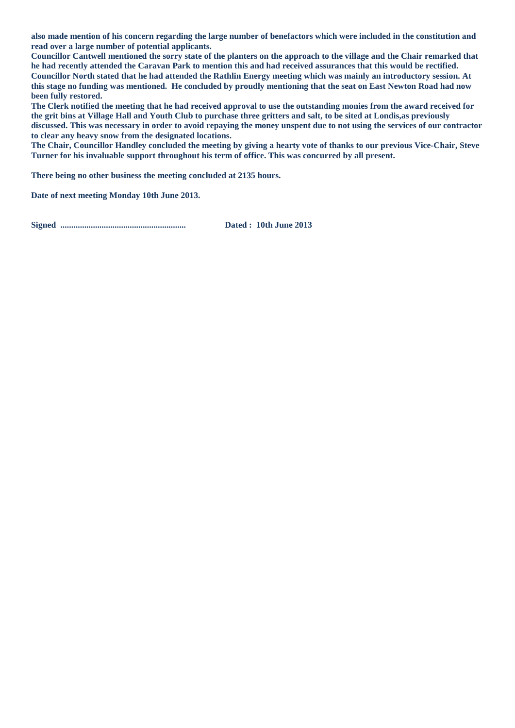**also made mention of his concern regarding the large number of benefactors which were included in the constitution and read over a large number of potential applicants.**

**Councillor Cantwell mentioned the sorry state of the planters on the approach to the village and the Chair remarked that he had recently attended the Caravan Park to mention this and had received assurances that this would be rectified.**

**Councillor North stated that he had attended the Rathlin Energy meeting which was mainly an introductory session. At this stage no funding was mentioned. He concluded by proudly mentioning that the seat on East Newton Road had now been fully restored.**

**The Clerk notified the meeting that he had received approval to use the outstanding monies from the award received for the grit bins at Village Hall and Youth Club to purchase three gritters and salt, to be sited at Londis,as previously discussed. This was necessary in order to avoid repaying the money unspent due to not using the services of our contractor to clear any heavy snow from the designated locations.**

**The Chair, Councillor Handley concluded the meeting by giving a hearty vote of thanks to our previous Vice-Chair, Steve Turner for his invaluable support throughout his term of office. This was concurred by all present.**

**There being no other business the meeting concluded at 2135 hours.**

**Date of next meeting Monday 10th June 2013.**

**Signed .........................................................** **Dated : 10th June 2013**